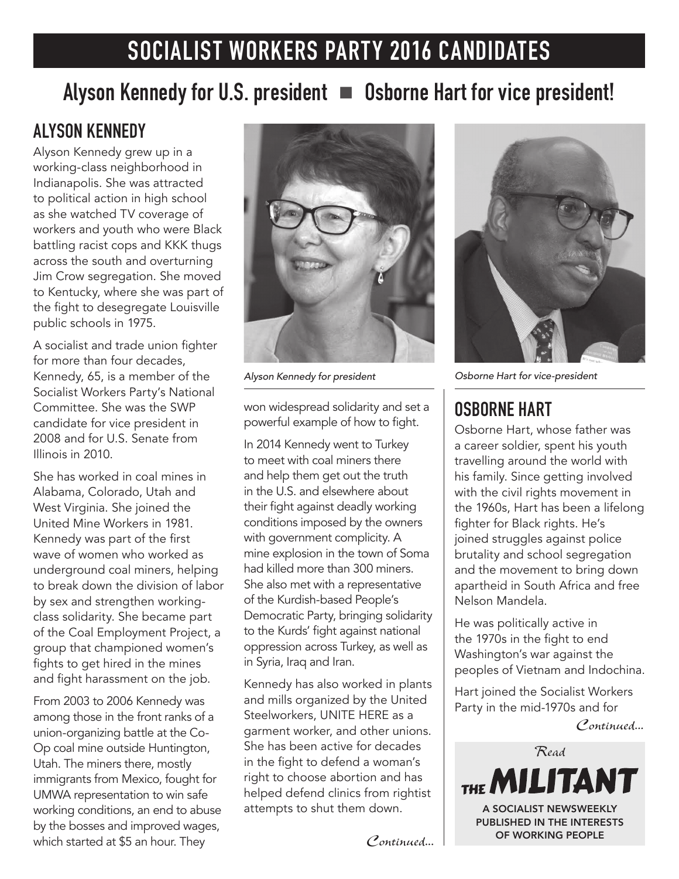# SOCIALIST WORKERS PARTY 2016 CANDIDATES

## Alyson Kennedy for U.S. president ■ Osborne Hart for vice president!

### ALYSON KENNEDY

Alyson Kennedy grew up in a working-class neighborhood in Indianapolis. She was attracted to political action in high school as she watched TV coverage of workers and youth who were Black battling racist cops and KKK thugs across the south and overturning Jim Crow segregation. She moved to Kentucky, where she was part of the fight to desegregate Louisville public schools in 1975.

A socialist and trade union fighter for more than four decades, Kennedy, 65, is a member of the Socialist Workers Party's National Committee. She was the SWP candidate for vice president in 2008 and for U.S. Senate from Illinois in 2010.

She has worked in coal mines in Alabama, Colorado, Utah and West Virginia. She joined the United Mine Workers in 1981. Kennedy was part of the first wave of women who worked as underground coal miners, helping to break down the division of labor by sex and strengthen working-class solidarity. She became part of the Coal Employment Project, a group that championed women's fights to get hired in the mines and fight harassment on the job.

From 2003 to 2006 Kennedy was among those in the front ranks of a union-organizing battle at the Co-Op coal mine outside Huntington, Utah. The miners there, mostly immigrants from Mexico, fought for UMWA representation to win safe working conditions, an end to abuse by the bosses and improved wages, which started at $5 an hour. They won widespread solidarity and set a powerful example of how to fight.

*Alyson Kennedy for president*

In 2014 Kennedy went to Turkey to meet with coal miners there and help them get out the truth in the U.S. and elsewhere about their fight against deadly working conditions imposed by the owners with government complicity. A mine explosion in the town of Soma had killed more than 300 miners. She also met with a representative of the Kurdish-based People's Democratic Party, bringing solidarity to the Kurds' fight against national oppression across Turkey, as well as in Syria, Iraq and Iran.

Kennedy has also worked in plants and mills organized by the United Steelworkers, UNITE HERE as a garment worker, and other unions. She has been active for decades in the fight to defend a woman's right to choose abortion and has helped defend clinics from rightist attempts to shut them down.

*Continued...*

*Osborne Hart for vice-president*

### OSBORNE HART

Osborne Hart, whose father was a career soldier, spent his youth travelling around the world with his family. Since getting involved with the civil rights movement in the 1960s, Hart has been a lifelong fighter for Black rights. He's joined struggles against police brutality and school segregation and the movement to bring down apartheid in South Africa and free Nelson Mandela.

He was politically active in the 1970s in the fight to end Washington's war against the peoples of Vietnam and Indochina.

Hart joined the Socialist Workers Party in the mid-1970s and for

*Continued...*

*Read*

**THE MILITANT**

**A SOCIALIST NEWSWEEKLY PUBLISHED IN THE INTERESTS OF WORKING PEOPLE**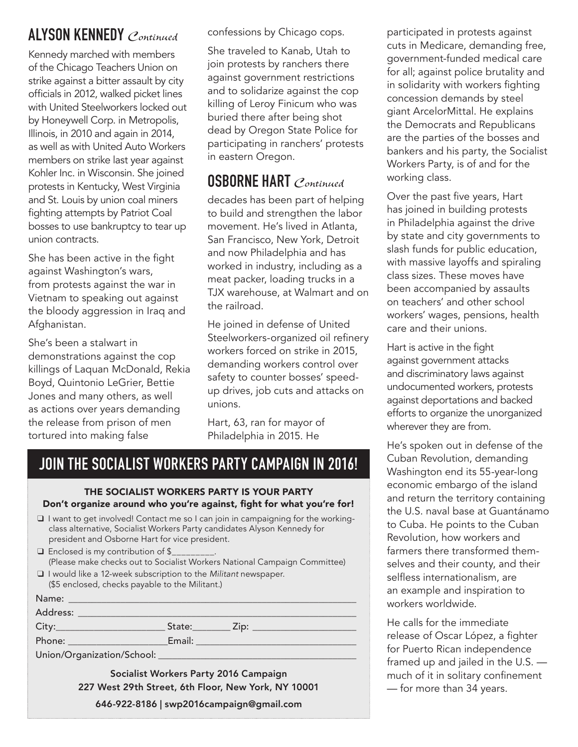## ALYSON KENNEDY *Continued*

Kennedy marched with members of the Chicago Teachers Union on strike against a bitter assault by city officials in 2012, walked picket lines with United Steelworkers locked out by Honeywell Corp. in Metropolis, Illinois, in 2010 and again in 2014, as well as with United Auto Workers members on strike last year against Kohler Inc. in Wisconsin. She joined protests in Kentucky, West Virginia and St. Louis by union coal miners fighting attempts by Patriot Coal bosses to use bankruptcy to tear up union contracts.

She has been active in the fight against Washington's wars, from protests against the war in Vietnam to speaking out against the bloody aggression in Iraq and Afghanistan.

She's been a stalwart in demonstrations against the cop killings of Laquan McDonald, Rekia Boyd, Quintonio LeGrier, Bettie Jones and many others, as well as actions over years demanding the release from prison of men tortured into making false confessions by Chicago cops.

She traveled to Kanab, Utah to join protests by ranchers there against government restrictions and to solidarize against the cop killing of Leroy Finicum who was buried there after being shot dead by Oregon State Police for participating in ranchers' protests in eastern Oregon.

## OSBORNE HART *Continued*

decades has been part of helping to build and strengthen the labor movement. He's lived in Atlanta, San Francisco, New York, Detroit and now Philadelphia and has worked in industry, including as a meat packer, loading trucks in a TJX warehouse, at Walmart and on the railroad.

He joined in defense of United Steelworkers-organized oil refinery workers forced on strike in 2015, demanding workers control over safety to counter bosses' speed-up drives, job cuts and attacks on unions.

Hart, 63, ran for mayor of Philadelphia in 2015. He participated in protests against cuts in Medicare, demanding free, government-funded medical care for all; against police brutality and in solidarity with workers fighting concession demands by steel giant ArcelorMittal. He explains the Democrats and Republicans are the parties of the bosses and bankers and his party, the Socialist Workers Party, is of and for the working class.

Over the past five years, Hart has joined in building protests in Philadelphia against the drive by state and city governments to slash funds for public education, with massive layoffs and spiraling class sizes. These moves have been accompanied by assaults on teachers' and other school workers' wages, pensions, health care and their unions.

Hart is active in the fight against government attacks and discriminatory laws against undocumented workers, protests against deportations and backed efforts to organize the unorganized wherever they are from.

He's spoken out in defense of the Cuban Revolution, demanding Washington end its 55-year-long economic embargo of the island and return the territory containing the U.S. naval base at Guantánamo to Cuba. He points to the Cuban Revolution, how workers and farmers there transformed themselves and their county, and their selfless internationalism, are an example and inspiration to workers worldwide.

He calls for the immediate release of Oscar López, a fighter for Puerto Rican independence framed up and jailed in the U.S. — much of it in solitary confinement — for more than 34 years.

## JOIN THE SOCIALIST WORKERS PARTY CAMPAIGN IN 2016!

**THE SOCIALIST WORKERS PARTY IS YOUR PARTY**
**Don't organize around who you're against, fight for what you're for!**

- ❑ I want to get involved! Contact me so I can join in campaigning for the working-class alternative, Socialist Workers Party candidates Alyson Kennedy for president and Osborne Hart for vice president.
- ❑ Enclosed is my contribution of $_________. (Please make checks out to Socialist Workers National Campaign Committee)
- ❑ I would like a 12-week subscription to the *Militant* newspaper. ($5 enclosed, checks payable to the Militant.)

Name: ______________________________

Address: ______________________________

City:______________ State:________ Zip: ______________

Phone: ______________ Email: ______________________

Union/Organization/School: ______________________

**Socialist Workers Party 2016 Campaign**
**227 West 29th Street, 6th Floor, New York, NY 10001**
**646-922-8186 | swp2016campaign@gmail.com**